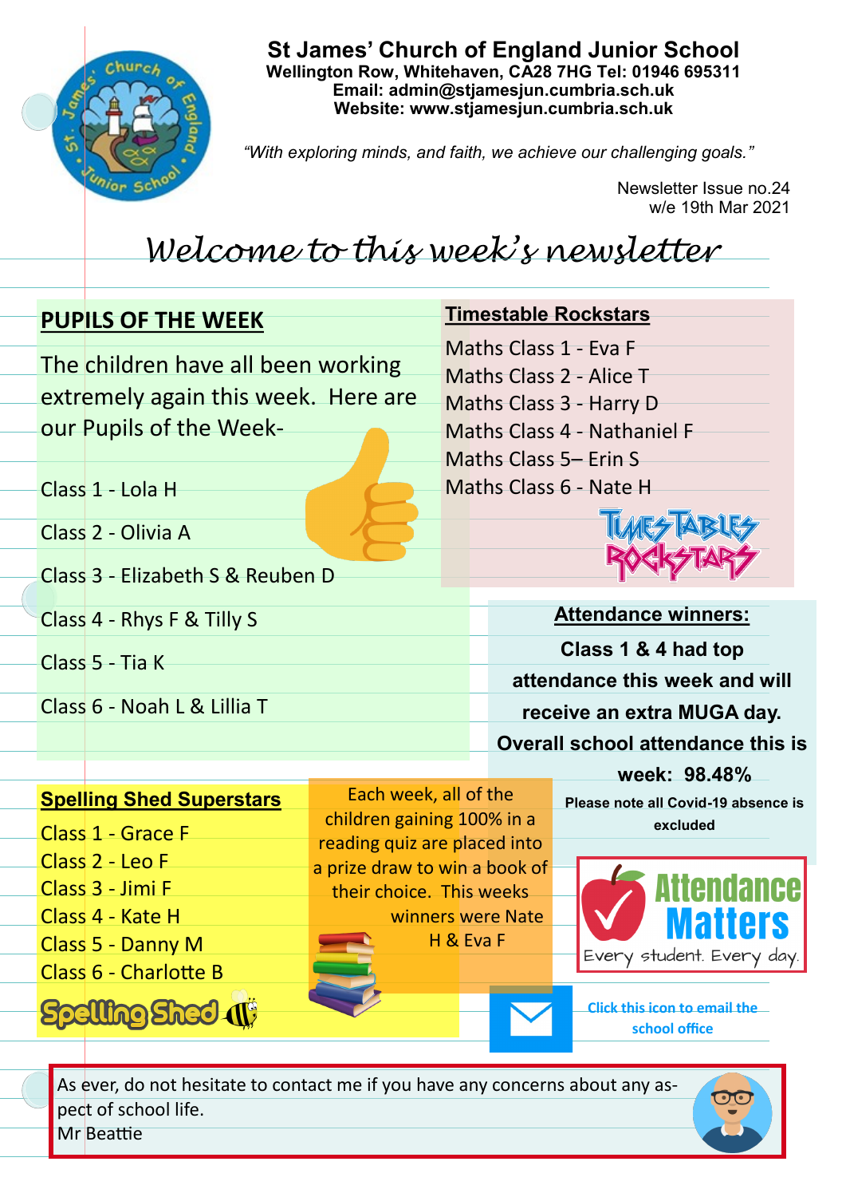# St James' Church of England Junior School

**Wellington Row, Whitehaven, CA28 7HG Tel: 01946 695311**
**Email: admin@stjamesjun.cumbria.sch.uk**
**Website: www.stjamesjun.cumbria.sch.uk**

*"With exploring minds, and faith, we achieve our challenging goals."*

Newsletter Issue no.24
w/e 19th Mar 2021

## *Welcome to this week's newsletter*

### PUPILS OF THE WEEK

The children have all been working extremely again this week. Here are our Pupils of the Week-

Class 1 - Lola H

Class 2 - Olivia A

Class 3 - Elizabeth S & Reuben D

Class 4 - Rhys F & Tilly S

Class 5 - Tia K

Class 6 - Noah L & Lillia T

### Timestable Rockstars

Maths Class 1 - Eva F
Maths Class 2 - Alice T
Maths Class 3 - Harry D
Maths Class 4 - Nathaniel F
Maths Class 5– Erin S
Maths Class 6 - Nate H

### Attendance winners:

**Class 1 & 4 had top attendance this week and will receive an extra MUGA day.**

**Overall school attendance this is week: 98.48%**

**Please note all Covid-19 absence is excluded**

Attendance Matters
Every student. Every day.

### Spelling Shed Superstars

Class 1 - Grace F
Class 2 - Leo F
Class 3 - Jimi F
Class 4 - Kate H
Class 5 - Danny M
Class 6 - Charlotte B

Each week, all of the children gaining 100% in a reading quiz are placed into a prize draw to win a book of their choice. This weeks winners were Nate H & Eva F

Click this icon to email the school office

As ever, do not hesitate to contact me if you have any concerns about any aspect of school life.
Mr Beattie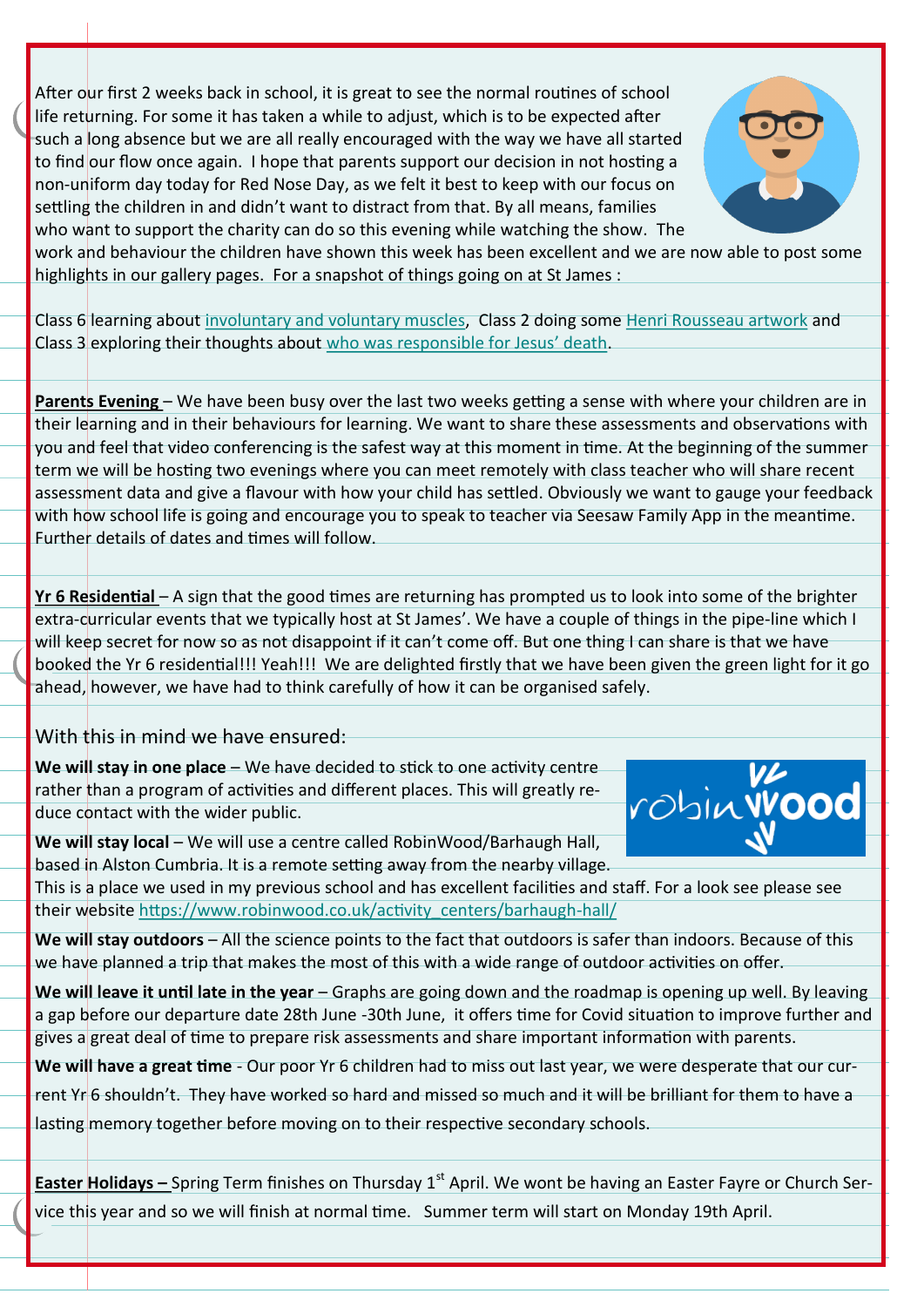After our first 2 weeks back in school, it is great to see the normal routines of school life returning. For some it has taken a while to adjust, which is to be expected after such a long absence but we are all really encouraged with the way we have all started to find our flow once again.  I hope that parents support our decision in not hosting a non-uniform day today for Red Nose Day, as we felt it best to keep with our focus on settling the children in and didn't want to distract from that. By all means, families who want to support the charity can do so this evening while watching the show.  The work and behaviour the children have shown this week has been excellent and we are now able to post some highlights in our gallery pages.  For a snapshot of things going on at St James :

Class 6 learning about involuntary and voluntary muscles,  Class 2 doing some Henri Rousseau artwork and Class 3 exploring their thoughts about who was responsible for Jesus' death.

**Parents Evening** – We have been busy over the last two weeks getting a sense with where your children are in their learning and in their behaviours for learning. We want to share these assessments and observations with you and feel that video conferencing is the safest way at this moment in time. At the beginning of the summer term we will be hosting two evenings where you can meet remotely with class teacher who will share recent assessment data and give a flavour with how your child has settled. Obviously we want to gauge your feedback with how school life is going and encourage you to speak to teacher via Seesaw Family App in the meantime. Further details of dates and times will follow.

**Yr 6 Residential** – A sign that the good times are returning has prompted us to look into some of the brighter extra-curricular events that we typically host at St James'. We have a couple of things in the pipe-line which I will keep secret for now so as not disappoint if it can't come off. But one thing I can share is that we have booked the Yr 6 residential!!! Yeah!!!  We are delighted firstly that we have been given the green light for it go ahead, however, we have had to think carefully of how it can be organised safely.

With this in mind we have ensured:

**We will stay in one place** – We have decided to stick to one activity centre rather than a program of activities and different places. This will greatly reduce contact with the wider public.

**We will stay local** – We will use a centre called RobinWood/Barhaugh Hall, based in Alston Cumbria. It is a remote setting away from the nearby village. This is a place we used in my previous school and has excellent facilities and staff. For a look see please see their website https://www.robinwood.co.uk/activity_centers/barhaugh-hall/

**We will stay outdoors** – All the science points to the fact that outdoors is safer than indoors. Because of this we have planned a trip that makes the most of this with a wide range of outdoor activities on offer.

**We will leave it until late in the year** – Graphs are going down and the roadmap is opening up well. By leaving a gap before our departure date 28th June -30th June,  it offers time for Covid situation to improve further and gives a great deal of time to prepare risk assessments and share important information with parents.

**We will have a great time** - Our poor Yr 6 children had to miss out last year, we were desperate that our current Yr 6 shouldn't.  They have worked so hard and missed so much and it will be brilliant for them to have a lasting memory together before moving on to their respective secondary schools.

**Easter Holidays –** Spring Term finishes on Thursday 1st April. We wont be having an Easter Fayre or Church Service this year and so we will finish at normal time.   Summer term will start on Monday 19th April.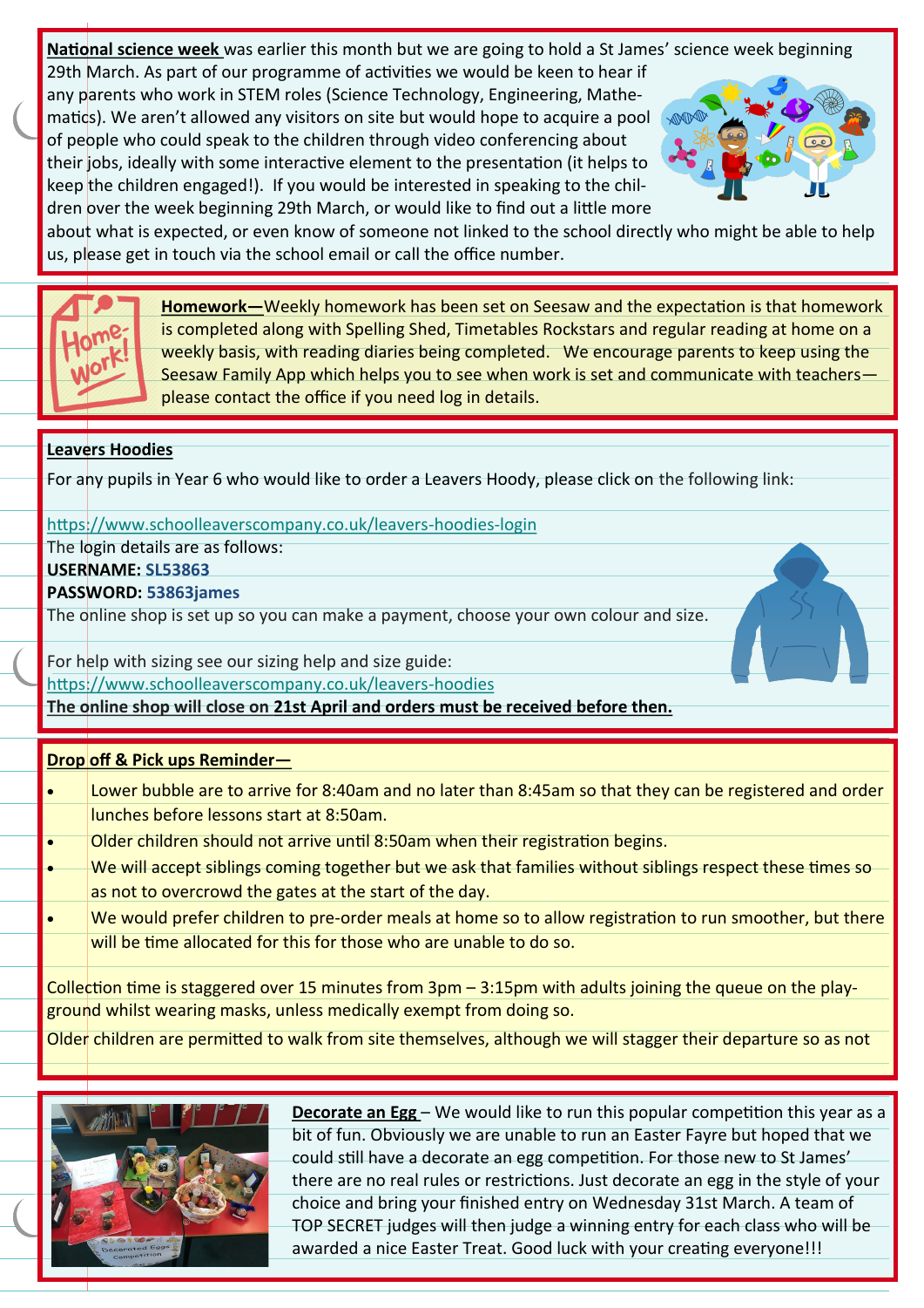**National science week** was earlier this month but we are going to hold a St James' science week beginning 29th March. As part of our programme of activities we would be keen to hear if any parents who work in STEM roles (Science Technology, Engineering, Mathematics). We aren't allowed any visitors on site but would hope to acquire a pool of people who could speak to the children through video conferencing about their jobs, ideally with some interactive element to the presentation (it helps to keep the children engaged!). If you would be interested in speaking to the children over the week beginning 29th March, or would like to find out a little more about what is expected, or even know of someone not linked to the school directly who might be able to help us, please get in touch via the school email or call the office number.

**Homework—**Weekly homework has been set on Seesaw and the expectation is that homework is completed along with Spelling Shed, Timetables Rockstars and regular reading at home on a weekly basis, with reading diaries being completed. We encourage parents to keep using the Seesaw Family App which helps you to see when work is set and communicate with teachers—please contact the office if you need log in details.

**Leavers Hoodies**

For any pupils in Year 6 who would like to order a Leavers Hoody, please click on the following link:

https://www.schoolleaverscompany.co.uk/leavers-hoodies-login
The login details are as follows:
**USERNAME: SL53863**
**PASSWORD: 53863james**
The online shop is set up so you can make a payment, choose your own colour and size.

For help with sizing see our sizing help and size guide:
https://www.schoolleaverscompany.co.uk/leavers-hoodies
**The online shop will close on 21st April and orders must be received before then.**

**Drop off & Pick ups Reminder—**

- Lower bubble are to arrive for 8:40am and no later than 8:45am so that they can be registered and order lunches before lessons start at 8:50am.
- Older children should not arrive until 8:50am when their registration begins.
- We will accept siblings coming together but we ask that families without siblings respect these times so as not to overcrowd the gates at the start of the day.
- We would prefer children to pre-order meals at home so to allow registration to run smoother, but there will be time allocated for this for those who are unable to do so.

Collection time is staggered over 15 minutes from 3pm – 3:15pm with adults joining the queue on the playground whilst wearing masks, unless medically exempt from doing so.

Older children are permitted to walk from site themselves, although we will stagger their departure so as not

**Decorate an Egg** – We would like to run this popular competition this year as a bit of fun. Obviously we are unable to run an Easter Fayre but hoped that we could still have a decorate an egg competition. For those new to St James' there are no real rules or restrictions. Just decorate an egg in the style of your choice and bring your finished entry on Wednesday 31st March. A team of TOP SECRET judges will then judge a winning entry for each class who will be awarded a nice Easter Treat. Good luck with your creating everyone!!!